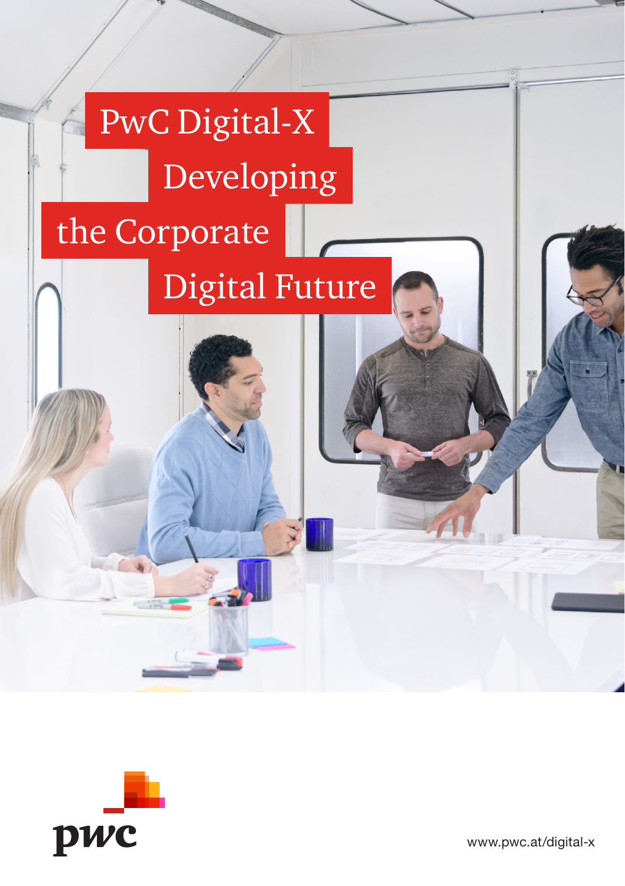# PwC Digital-X Developing the Corporate Digital Future

pwc

www.pwc.at/digital-x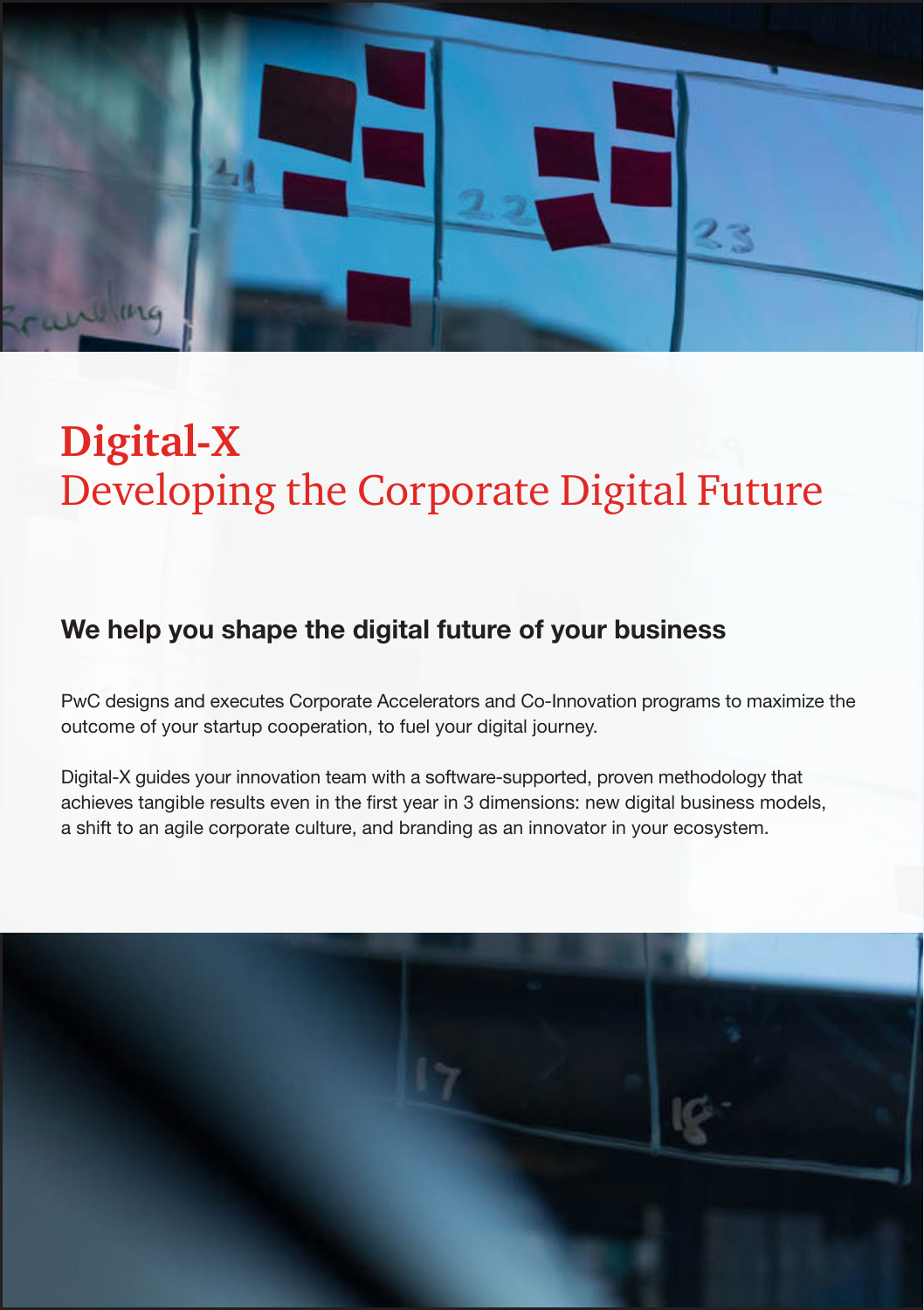# Digital-X
## Developing the Corporate Digital Future

### We help you shape the digital future of your business

PwC designs and executes Corporate Accelerators and Co-Innovation programs to maximize the outcome of your startup cooperation, to fuel your digital journey.

Digital-X guides your innovation team with a software-supported, proven methodology that achieves tangible results even in the first year in 3 dimensions: new digital business models, a shift to an agile corporate culture, and branding as an innovator in your ecosystem.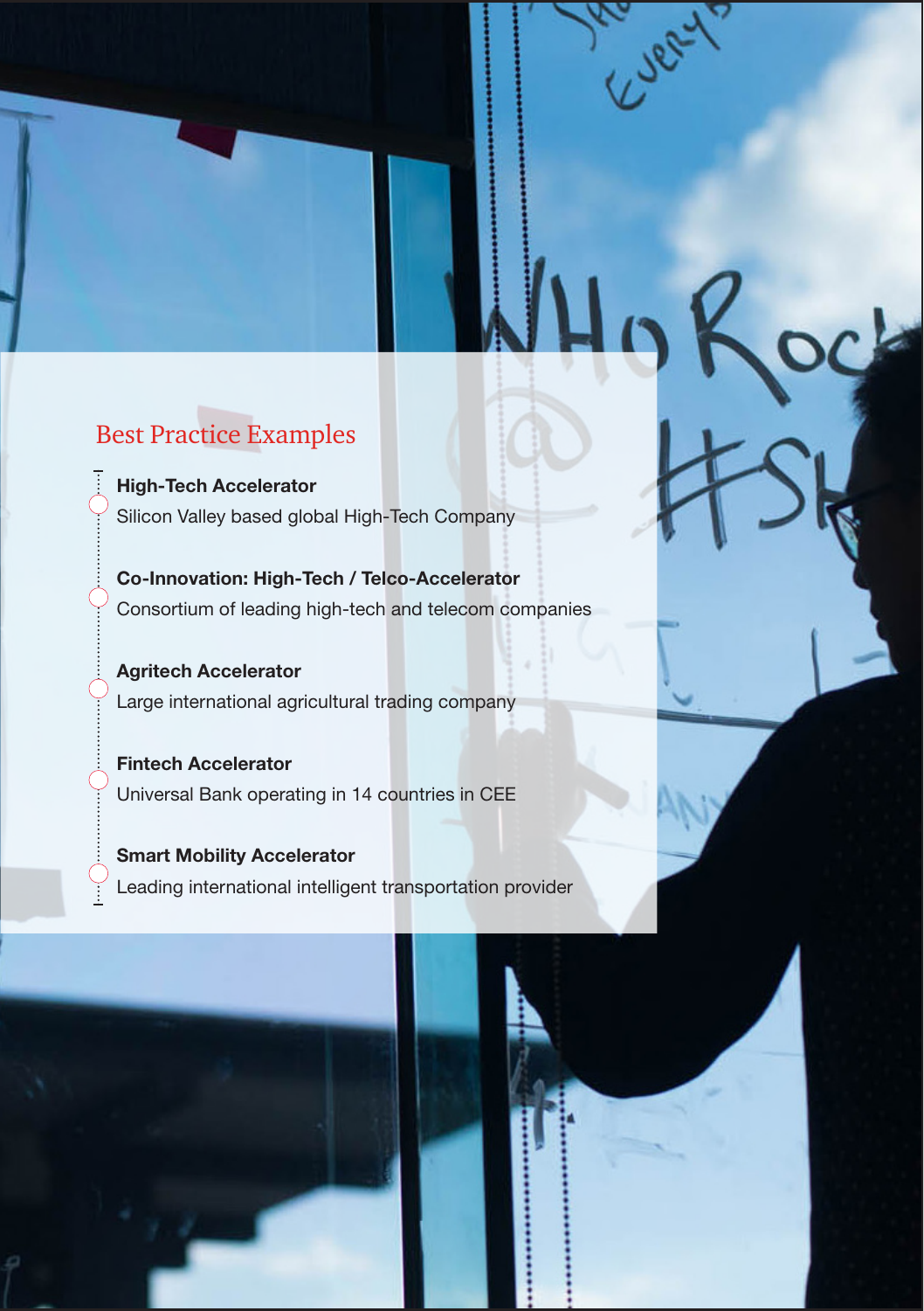## Best Practice Examples

**High-Tech Accelerator**
Silicon Valley based global High-Tech Company

**Co-Innovation: High-Tech / Telco-Accelerator**
Consortium of leading high-tech and telecom companies

**Agritech Accelerator**
Large international agricultural trading company

**Fintech Accelerator**
Universal Bank operating in 14 countries in CEE

**Smart Mobility Accelerator**
Leading international intelligent transportation provider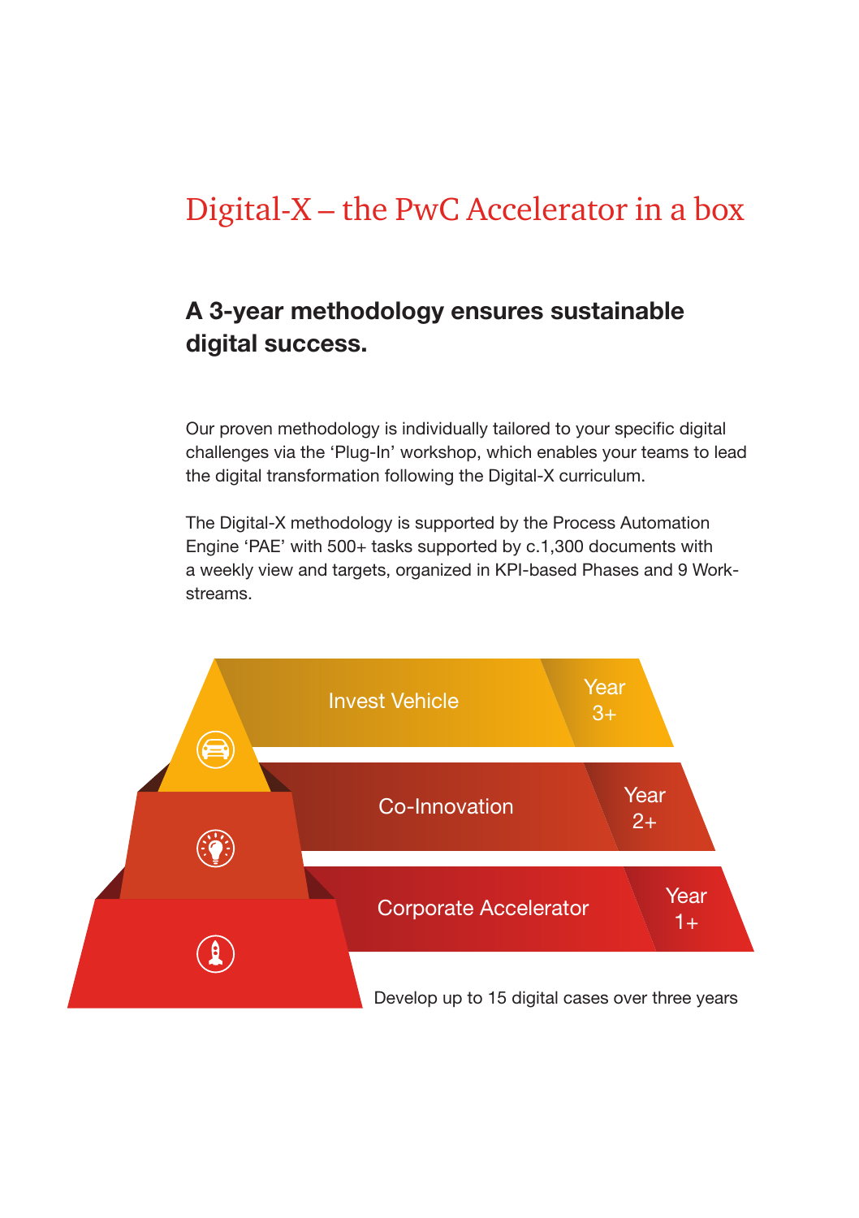# Digital-X – the PwC Accelerator in a box

## A 3-year methodology ensures sustainable digital success.

Our proven methodology is individually tailored to your specific digital challenges via the 'Plug-In' workshop, which enables your teams to lead the digital transformation following the Digital-X curriculum.

The Digital-X methodology is supported by the Process Automation Engine 'PAE' with 500+ tasks supported by c.1,300 documents with a weekly view and targets, organized in KPI-based Phases and 9 Work-streams.

Invest Vehicle — Year 3+

Co-Innovation — Year 2+

Corporate Accelerator — Year 1+

Develop up to 15 digital cases over three years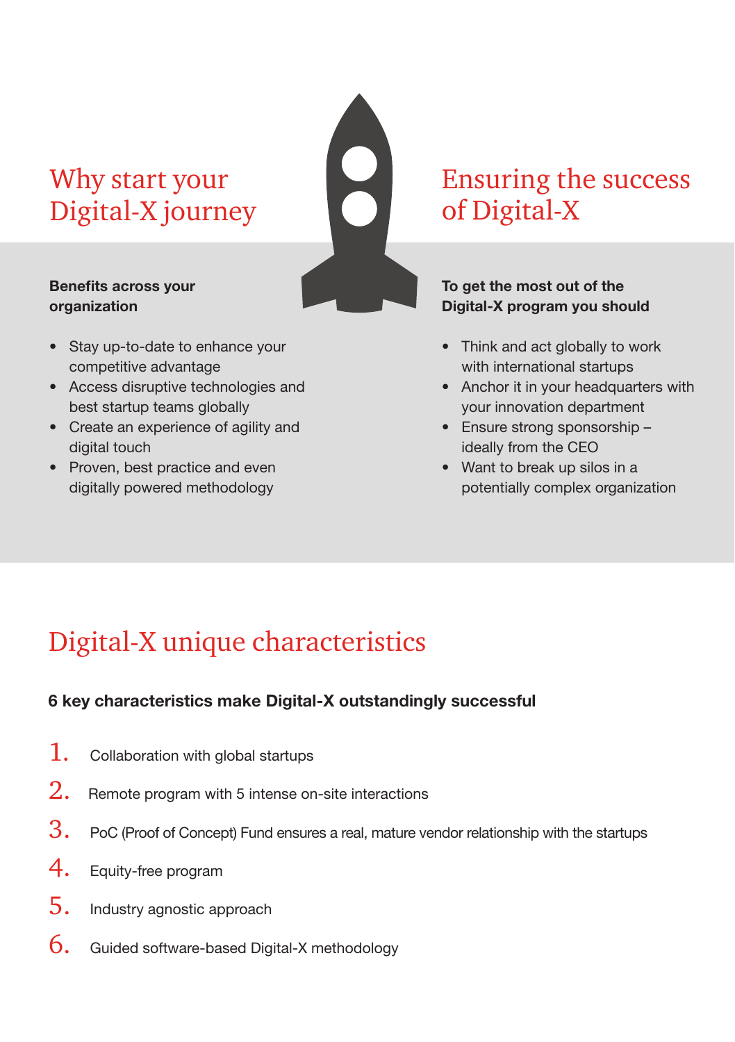## Why start your Digital-X journey

**Benefits across your organization**

- Stay up-to-date to enhance your competitive advantage
- Access disruptive technologies and best startup teams globally
- Create an experience of agility and digital touch
- Proven, best practice and even digitally powered methodology

## Ensuring the success of Digital-X

**To get the most out of the Digital-X program you should**

- Think and act globally to work with international startups
- Anchor it in your headquarters with your innovation department
- Ensure strong sponsorship – ideally from the CEO
- Want to break up silos in a potentially complex organization

## Digital-X unique characteristics

**6 key characteristics make Digital-X outstandingly successful**

1. Collaboration with global startups
2. Remote program with 5 intense on-site interactions
3. PoC (Proof of Concept) Fund ensures a real, mature vendor relationship with the startups
4. Equity-free program
5. Industry agnostic approach
6. Guided software-based Digital-X methodology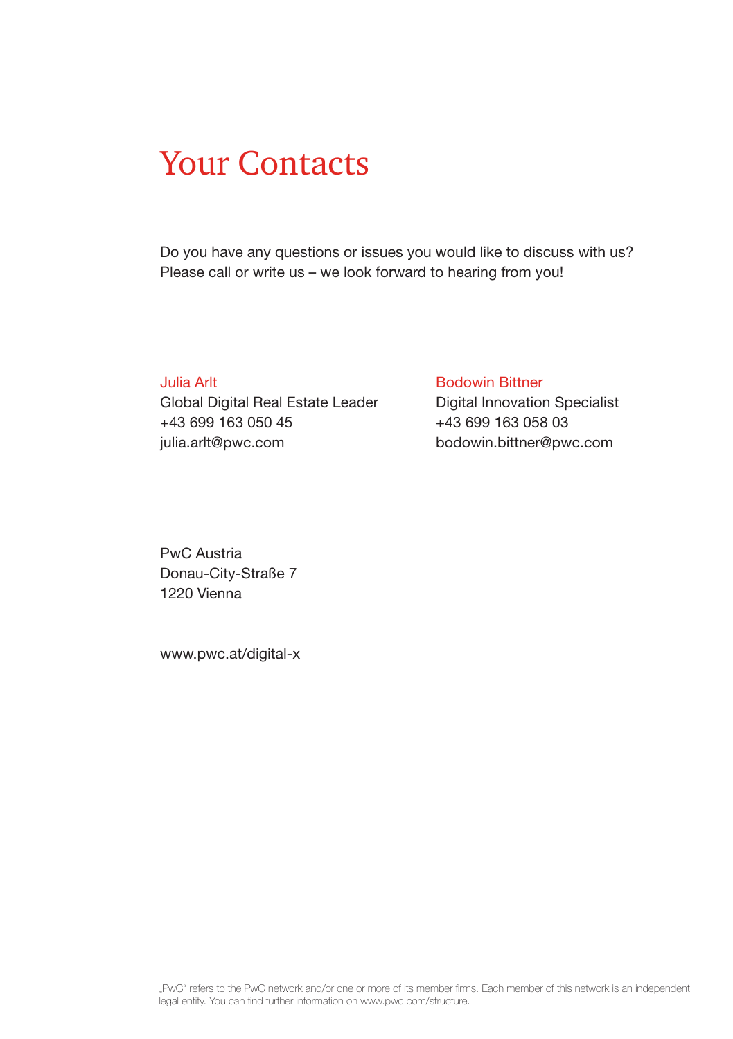# Your Contacts

Do you have any questions or issues you would like to discuss with us?
Please call or write us – we look forward to hearing from you!

Julia Arlt
Global Digital Real Estate Leader
+43 699 163 050 45
julia.arlt@pwc.com

Bodowin Bittner
Digital Innovation Specialist
+43 699 163 058 03
bodowin.bittner@pwc.com

PwC Austria
Donau-City-Straße 7
1220 Vienna

www.pwc.at/digital-x

„PwC" refers to the PwC network and/or one or more of its member firms. Each member of this network is an independent legal entity. You can find further information on www.pwc.com/structure.